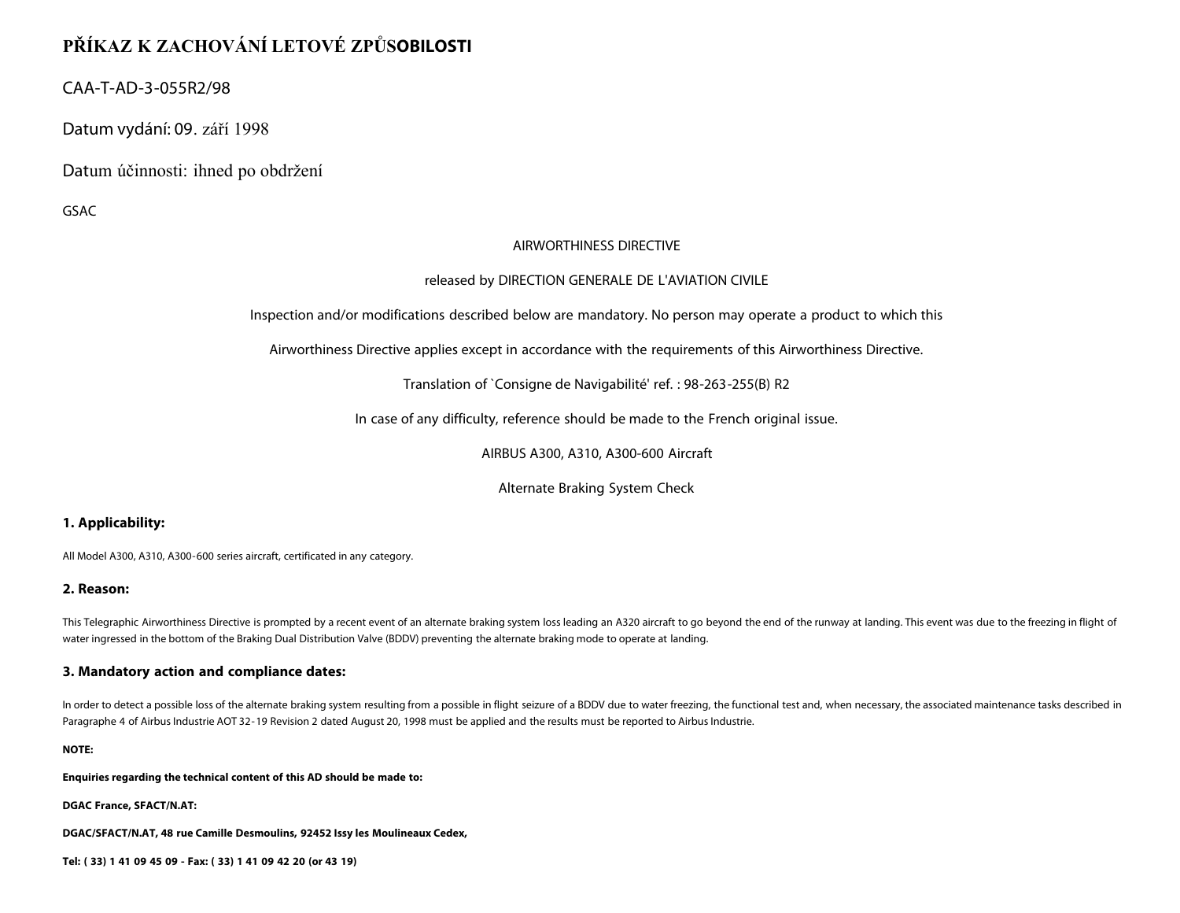# PŘÍKAZ K ZACHOVÁNÍ LETOVÉ ZPŮSOBILOSTI

CAA-T-AD-3-055R2/98

Datum vydání: 09. září 1998

Datum účinnosti: ihned po obdržení

GSAC

AIRWORTHINESS DIRECTIVE

released by DIRECTION GENERALE DE L'AVIATION CIVILE

Inspection and/or modifications described below are mandatory. No person may operate a product to which this

Airworthiness Directive applies except in accordance with the requirements of this Airworthiness Directive.

Translation of `Consigne de Navigabilité' ref. : 98-263-255(B) R2

In case of any difficulty, reference should be made to the French original issue.

AIRBUS A300, A310, A300-600 Aircraft

Alternate Braking System Check

### 1. Applicability:

All Model A300, A310, A300-600 series aircraft, certificated in any category.

### 2. Reason:

This Telegraphic Airworthiness Directive is prompted by a recent event of an alternate braking system loss leading an A320 aircraft to go beyond the end of the runway at landing. This event was due to the freezing in flight of water ingressed in the bottom of the Braking Dual Distribution Valve (BDDV) preventing the alternate braking mode to operate at landing.

### 3. Mandatory action and compliance dates:

In order to detect a possible loss of the alternate braking system resulting from a possible in flight seizure of a BDDV due to water freezing, the functional test and, when necessary, the associated maintenance tasks described in Paragraphe 4 of Airbus Industrie AOT 32-19 Revision 2 dated August 20, 1998 must be applied and the results must be reported to Airbus Industrie.

**NOTE:**

**Enquiries regarding the technical content of this AD should be made to:**

**DGAC France, SFACT/N.AT:**

**DGAC/SFACT/N.AT, 48 rue Camille Desmoulins, 92452 Issy les Moulineaux Cedex,**

**Tel: ( 33) 1 41 09 45 09 - Fax: ( 33) 1 41 09 42 20 (or 43 19)**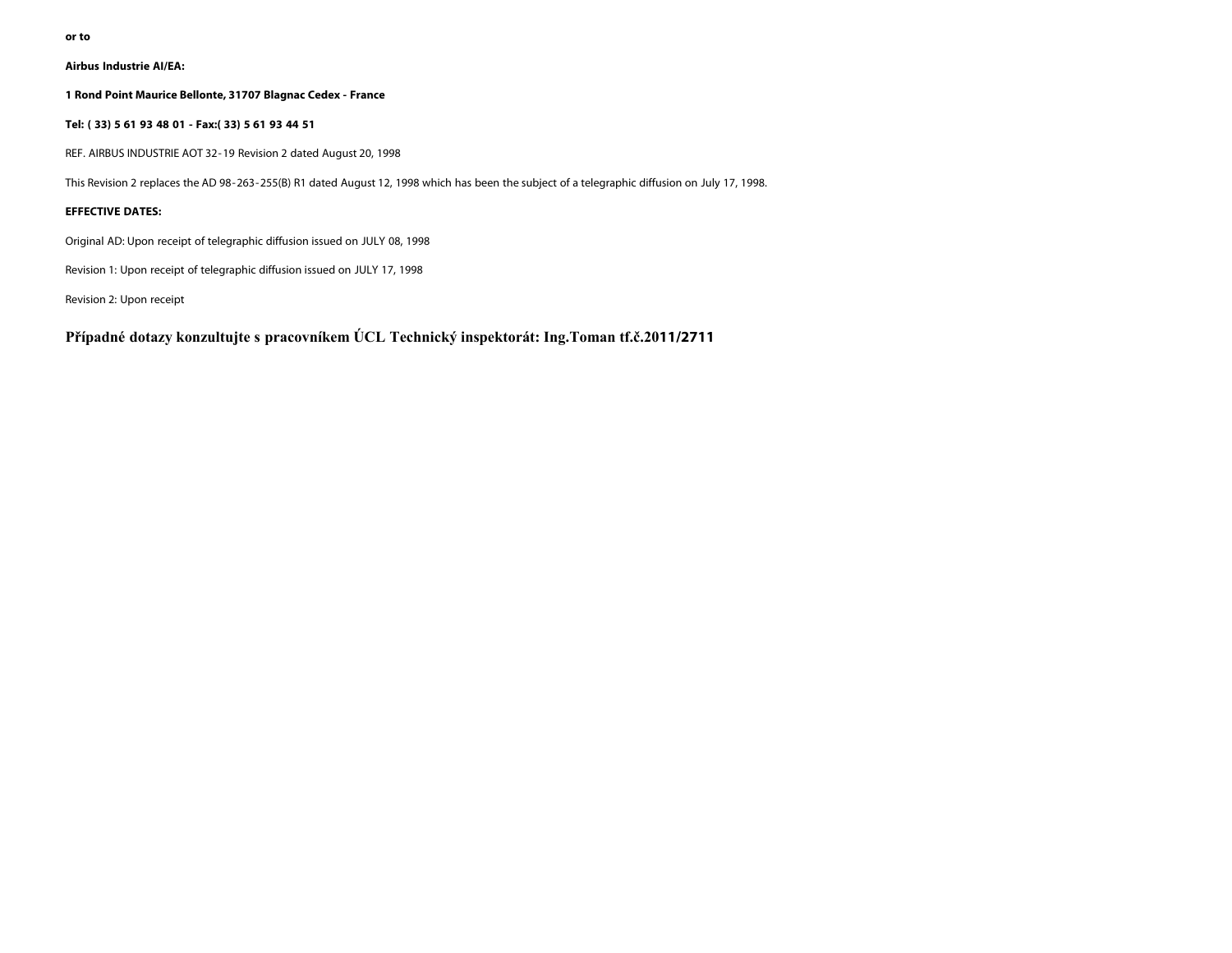**or to**

**Airbus Industrie AI/EA:**

**1 Rond Point Maurice Bellonte, 31707 Blagnac Cedex - France**

**Tel: ( 33) 5 61 93 48 01 - Fax:( 33) 5 61 93 44 51**

REF. AIRBUS INDUSTRIE AOT 32-19 Revision 2 dated August 20, 1998

This Revision 2 replaces the AD 98-263-255(B) R1 dated August 12, 1998 which has been the subject of a telegraphic diffusion on July 17, 1998.

**EFFECTIVE DATES:**

Original AD: Upon receipt of telegraphic diffusion issued on JULY 08, 1998

Revision 1: Upon receipt of telegraphic diffusion issued on JULY 17, 1998

Revision 2: Upon receipt

**Případné dotazy konzultujte s pracovníkem ÚCL Technický inspektorát: Ing.Toman tf.č.2011/2711**